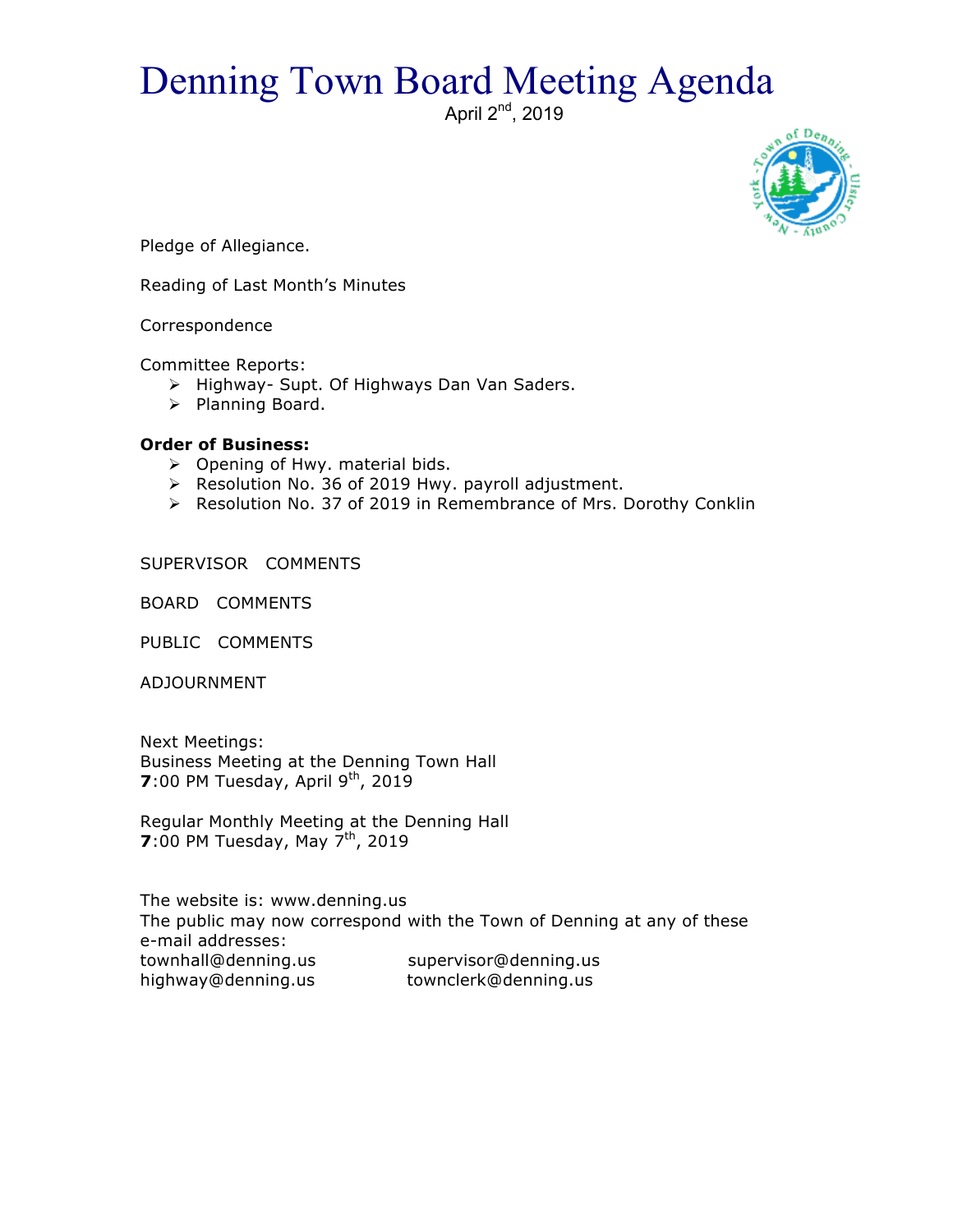# Denning Town Board Meeting Agenda

April 2nd, 2019

Pledge of Allegiance.

Reading of Last Month's Minutes

Correspondence

Committee Reports:

- Highway- Supt. Of Highways Dan Van Saders.
- Planning Board.

**Order of Business:**

- Opening of Hwy. material bids.
- Resolution No. 36 of 2019 Hwy. payroll adjustment.
- Resolution No. 37 of 2019 in Remembrance of Mrs. Dorothy Conklin

SUPERVISOR COMMENTS

BOARD COMMENTS

PUBLIC COMMENTS

ADJOURNMENT

Next Meetings:
Business Meeting at the Denning Town Hall
**7**:00 PM Tuesday, April 9th, 2019

Regular Monthly Meeting at the Denning Hall
**7**:00 PM Tuesday, May 7th, 2019

The website is: www.denning.us
The public may now correspond with the Town of Denning at any of these e-mail addresses:

townhall@denning.us supervisor@denning.us
highway@denning.us townclerk@denning.us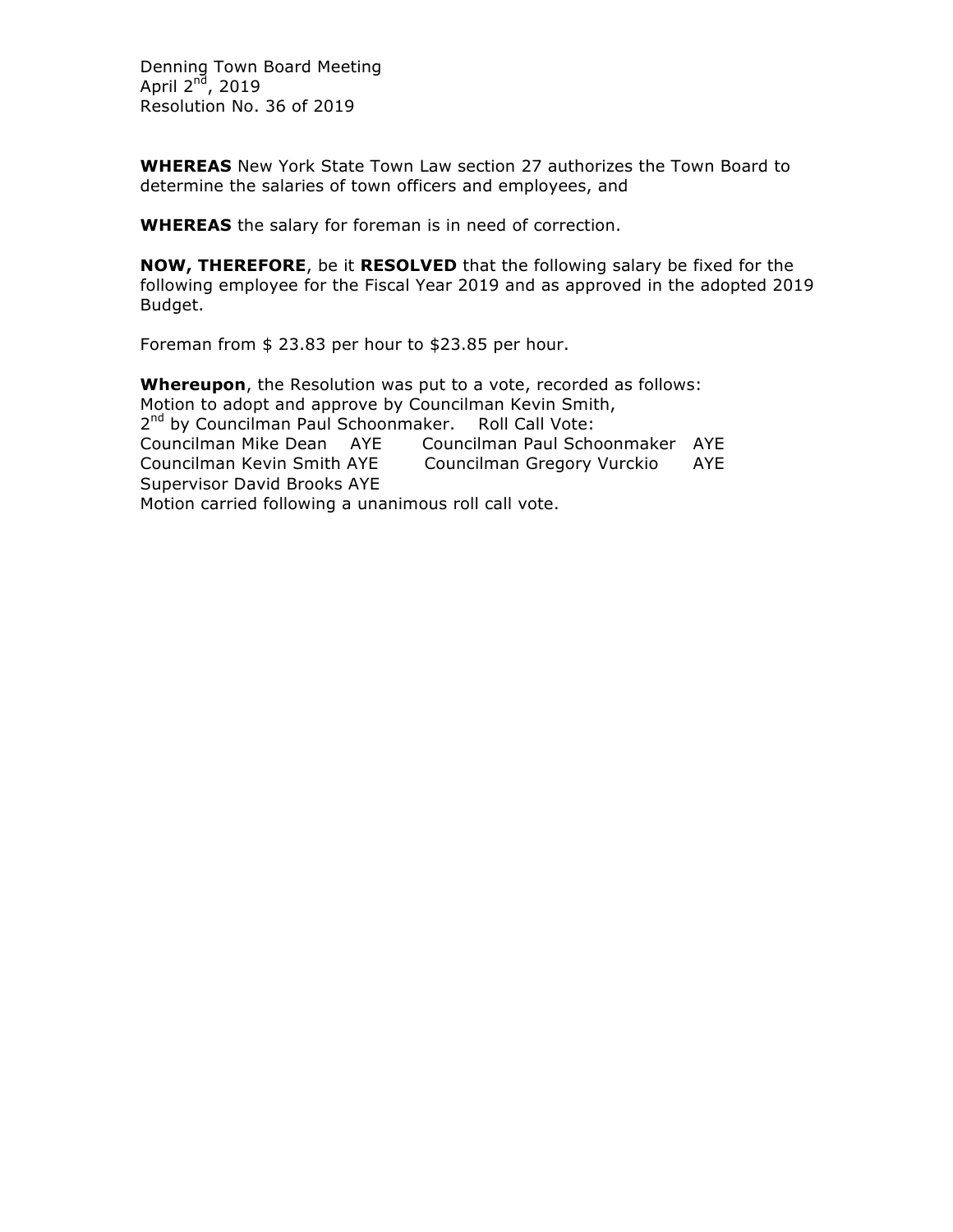Denning Town Board Meeting
April 2nd, 2019
Resolution No. 36 of 2019

**WHEREAS** New York State Town Law section 27 authorizes the Town Board to determine the salaries of town officers and employees, and

**WHEREAS** the salary for foreman is in need of correction.

**NOW, THEREFORE**, be it **RESOLVED** that the following salary be fixed for the following employee for the Fiscal Year 2019 and as approved in the adopted 2019 Budget.

Foreman from $ 23.83 per hour to $23.85 per hour.

**Whereupon**, the Resolution was put to a vote, recorded as follows:
Motion to adopt and approve by Councilman Kevin Smith,
2nd by Councilman Paul Schoonmaker. Roll Call Vote:
Councilman Mike Dean AYE Councilman Paul Schoonmaker AYE
Councilman Kevin Smith AYE Councilman Gregory Vurckio AYE
Supervisor David Brooks AYE
Motion carried following a unanimous roll call vote.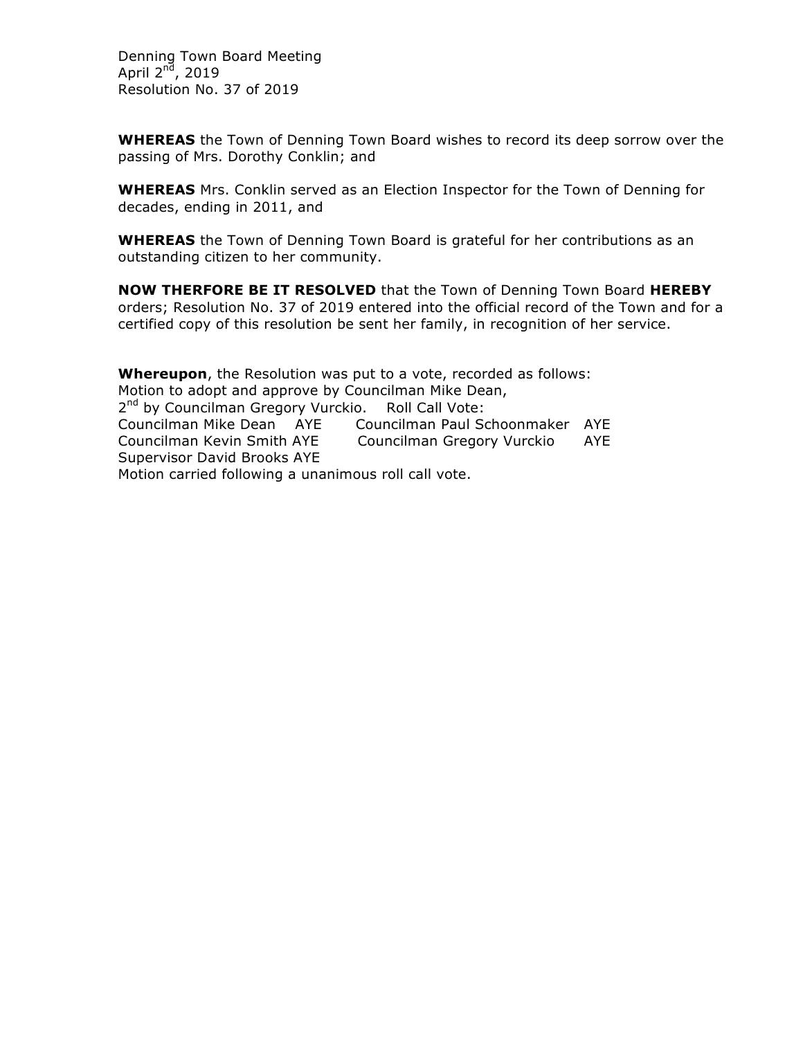Denning Town Board Meeting
April 2nd, 2019
Resolution No. 37 of 2019

**WHEREAS** the Town of Denning Town Board wishes to record its deep sorrow over the passing of Mrs. Dorothy Conklin; and

**WHEREAS** Mrs. Conklin served as an Election Inspector for the Town of Denning for decades, ending in 2011, and

**WHEREAS** the Town of Denning Town Board is grateful for her contributions as an outstanding citizen to her community.

**NOW THERFORE BE IT RESOLVED** that the Town of Denning Town Board **HEREBY** orders; Resolution No. 37 of 2019 entered into the official record of the Town and for a certified copy of this resolution be sent her family, in recognition of her service.

**Whereupon**, the Resolution was put to a vote, recorded as follows:
Motion to adopt and approve by Councilman Mike Dean,
2nd by Councilman Gregory Vurckio. Roll Call Vote:
Councilman Mike Dean AYE Councilman Paul Schoonmaker AYE
Councilman Kevin Smith AYE Councilman Gregory Vurckio AYE
Supervisor David Brooks AYE
Motion carried following a unanimous roll call vote.